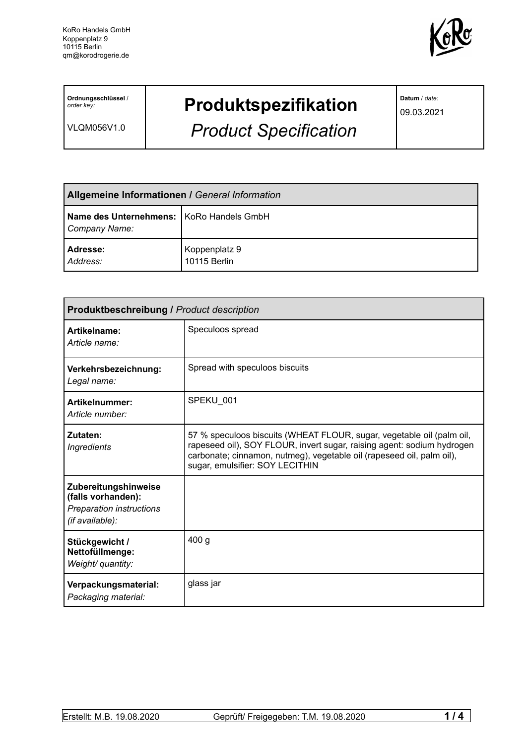KoRo Handels GmbH
Koppenplatz 9
10115 Berlin
qm@korodrogerie.de

| **Ordnungsschlüssel** / *order key:* VLQM056V1.0 | **Produktspezifikation** *Product Specification* | **Datum** / *date:* 09.03.2021 |
|---|---|---|

| **Allgemeine Informationen /** *General Information* | |
|---|---|
| **Name des Unternehmens:** *Company Name:* | KoRo Handels GmbH |
| **Adresse:** *Address:* | Koppenplatz 9 10115 Berlin |

| **Produktbeschreibung /** *Product description* | |
|---|---|
| **Artikelname:** *Article name:* | Speculoos spread |
| **Verkehrsbezeichnung:** *Legal name:* | Spread with speculoos biscuits |
| **Artikelnummer:** *Article number:* | SPEKU_001 |
| **Zutaten:** *Ingredients* | 57 % speculoos biscuits (WHEAT FLOUR, sugar, vegetable oil (palm oil, rapeseed oil), SOY FLOUR, invert sugar, raising agent: sodium hydrogen carbonate; cinnamon, nutmeg), vegetable oil (rapeseed oil, palm oil), sugar, emulsifier: SOY LECITHIN |
| **Zubereitungshinweise (falls vorhanden):** *Preparation instructions (if available):* | |
| **Stückgewicht / Nettofüllmenge:** *Weight/ quantity:* | 400 g |
| **Verpackungsmaterial:** *Packaging material:* | glass jar |

Erstellt: M.B. 19.08.2020 Geprüft/ Freigegeben: T.M. 19.08.2020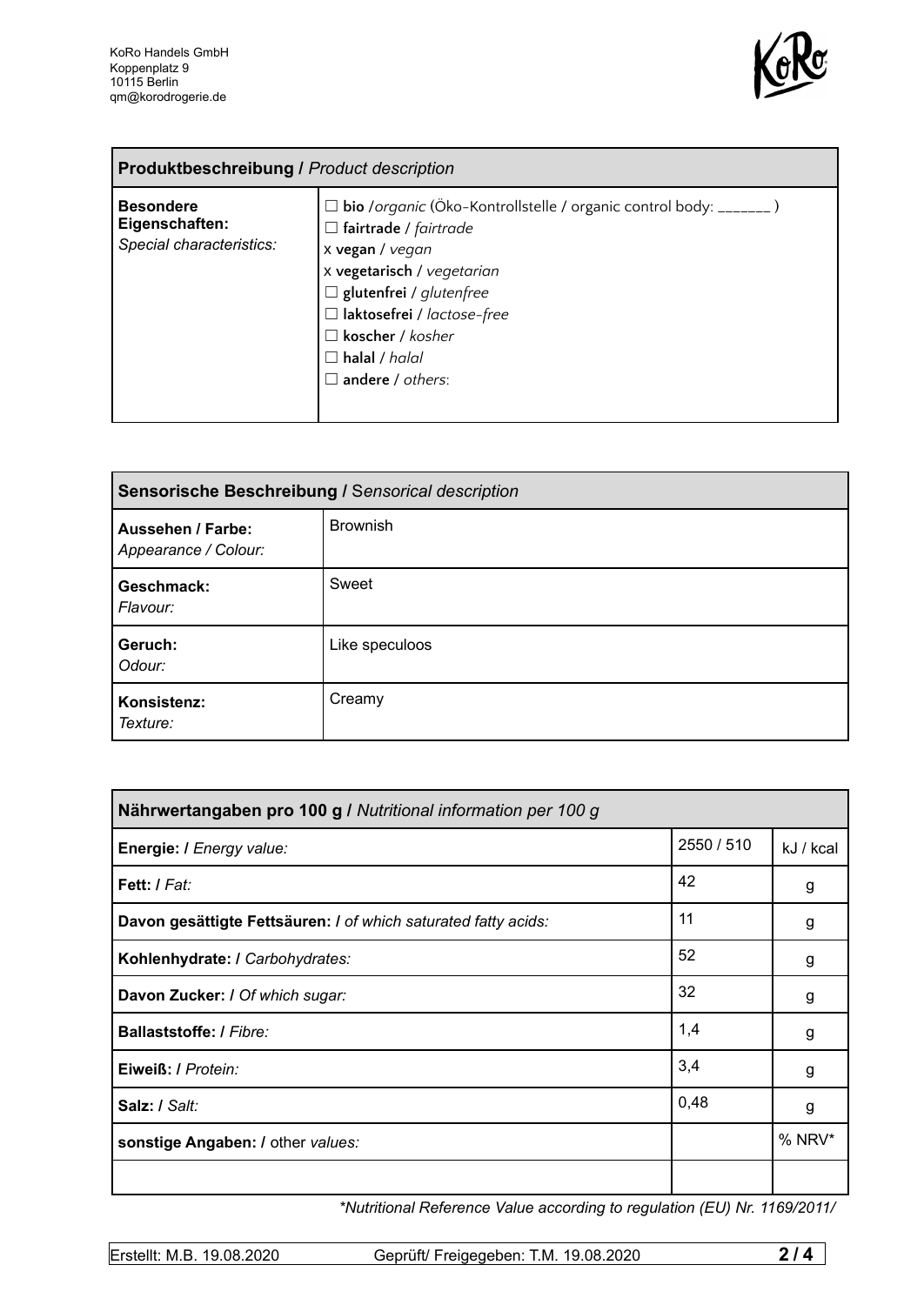KoRo Handels GmbH
Koppenplatz 9
10115 Berlin
qm@korodrogerie.de

| **Produktbeschreibung /** *Product description* | |
|---|---|
| **Besondere Eigenschaften:** *Special characteristics:* | ☐ **bio** /*organic* (Öko-Kontrollstelle / organic control body: _______ )<br>☐ **fairtrade** / *fairtrade*<br>x **vegan** / *vegan*<br>x **vegetarisch** / *vegetarian*<br>☐ **glutenfrei** / *glutenfree*<br>☐ **laktosefrei** / *lactose-free*<br>☐ **koscher** / *kosher*<br>☐ **halal** / *halal*<br>☐ **andere** / *others*: |

| **Sensorische Beschreibung /** S*ensorical description* | |
|---|---|
| **Aussehen / Farbe:** *Appearance / Colour:* | Brownish |
| **Geschmack:** *Flavour:* | Sweet |
| **Geruch:** *Odour:* | Like speculoos |
| **Konsistenz:** *Texture:* | Creamy |

| **Nährwertangaben pro 100 g /** *Nutritional information per 100 g* | | |
|---|---|---|
| **Energie: /** *Energy value:* | 2550 / 510 | kJ / kcal |
| **Fett: /** *Fat:* | 42 | g |
| **Davon gesättigte Fettsäuren: /** *of which saturated fatty acids:* | 11 | g |
| **Kohlenhydrate: /** *Carbohydrates:* | 52 | g |
| **Davon Zucker: /** *Of which sugar:* | 32 | g |
| **Ballaststoffe: /** *Fibre:* | 1,4 | g |
| **Eiweiß: /** *Protein:* | 3,4 | g |
| **Salz: /** *Salt:* | 0,48 | g |
| **sonstige Angaben: /** other *values:* | | % NRV* |
| | | |

*\*Nutritional Reference Value according to regulation (EU) Nr. 1169/2011/*

Erstellt: M.B. 19.08.2020 Geprüft/ Freigegeben: T.M. 19.08.2020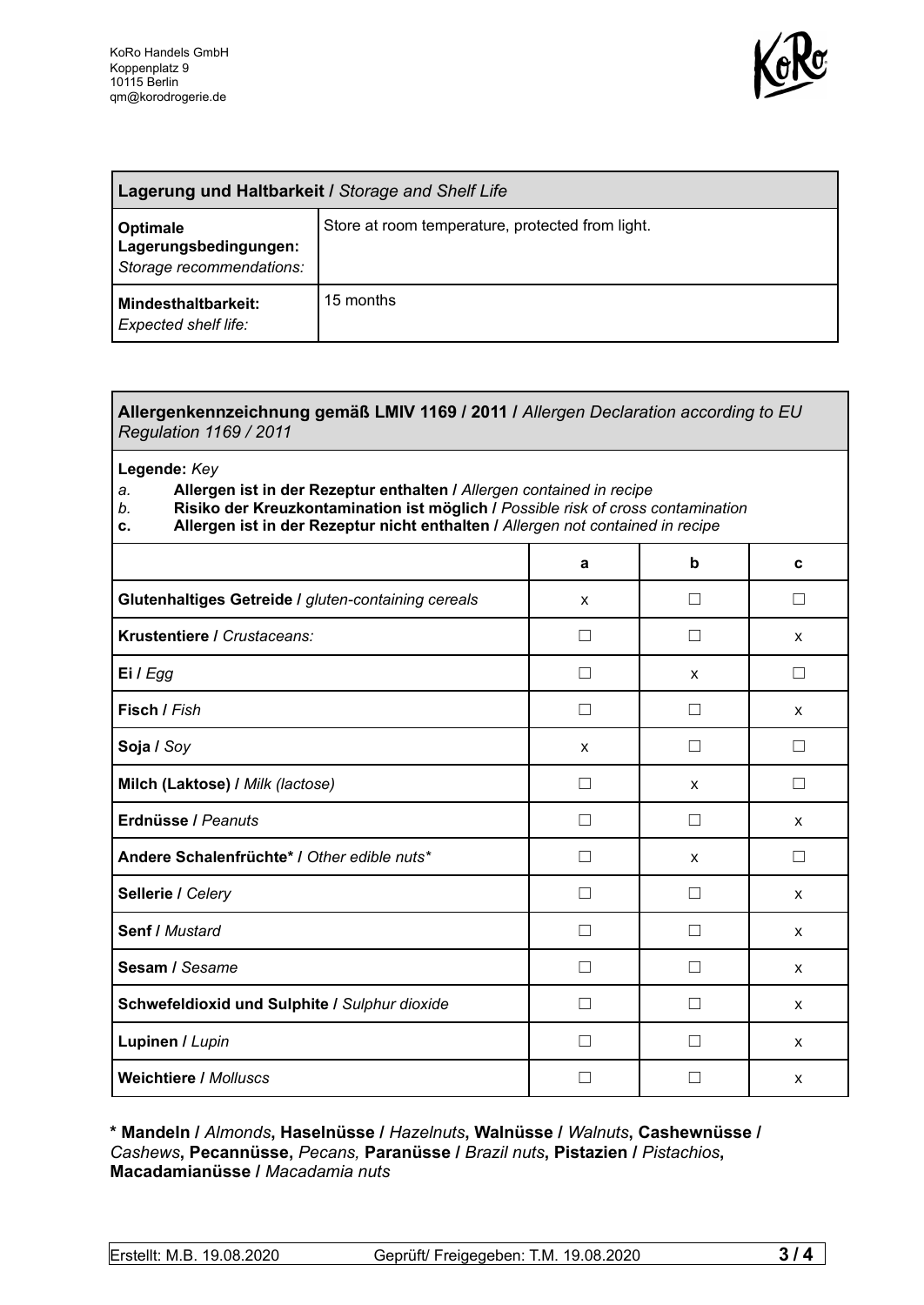KoRo Handels GmbH
Koppenplatz 9
10115 Berlin
qm@korodrogerie.de

| **Lagerung und Haltbarkeit /** *Storage and Shelf Life* | |
|---|---|
| **Optimale Lagerungsbedingungen:** *Storage recommendations:* | Store at room temperature, protected from light. |
| **Mindesthaltbarkeit:** *Expected shelf life:* | 15 months |

**Allergenkennzeichnung gemäß LMIV 1169 / 2011 /** *Allergen Declaration according to EU Regulation 1169 / 2011*

**Legende:** *Key*

*a.* **Allergen ist in der Rezeptur enthalten /** *Allergen contained in recipe*
*b.* **Risiko der Kreuzkontamination ist möglich /** *Possible risk of cross contamination*
**c.** **Allergen ist in der Rezeptur nicht enthalten /** *Allergen not contained in recipe*

| | a | b | c |
|---|---|---|---|
| **Glutenhaltiges Getreide /** *gluten-containing cereals* | x | ☐ | ☐ |
| **Krustentiere /** *Crustaceans:* | ☐ | ☐ | x |
| **Ei /** *Egg* | ☐ | x | ☐ |
| **Fisch /** *Fish* | ☐ | ☐ | x |
| **Soja /** *Soy* | x | ☐ | ☐ |
| **Milch (Laktose) /** *Milk (lactose)* | ☐ | x | ☐ |
| **Erdnüsse /** *Peanuts* | ☐ | ☐ | x |
| **Andere Schalenfrüchte* /** *Other edible nuts** | ☐ | x | ☐ |
| **Sellerie /** *Celery* | ☐ | ☐ | x |
| **Senf /** *Mustard* | ☐ | ☐ | x |
| **Sesam /** *Sesame* | ☐ | ☐ | x |
| **Schwefeldioxid und Sulphite /** *Sulphur dioxide* | ☐ | ☐ | x |
| **Lupinen /** *Lupin* | ☐ | ☐ | x |
| **Weichtiere /** *Molluscs* | ☐ | ☐ | x |

**\* Mandeln /** *Almonds*, **Haselnüsse /** *Hazelnuts*, **Walnüsse /** *Walnuts*, **Cashewnüsse /** *Cashews*, **Pecannüsse,** *Pecans,* **Paranüsse /** *Brazil nuts*, **Pistazien /** *Pistachios*, **Macadamianüsse /** *Macadamia nuts*

Erstellt: M.B. 19.08.2020 Geprüft/ Freigegeben: T.M. 19.08.2020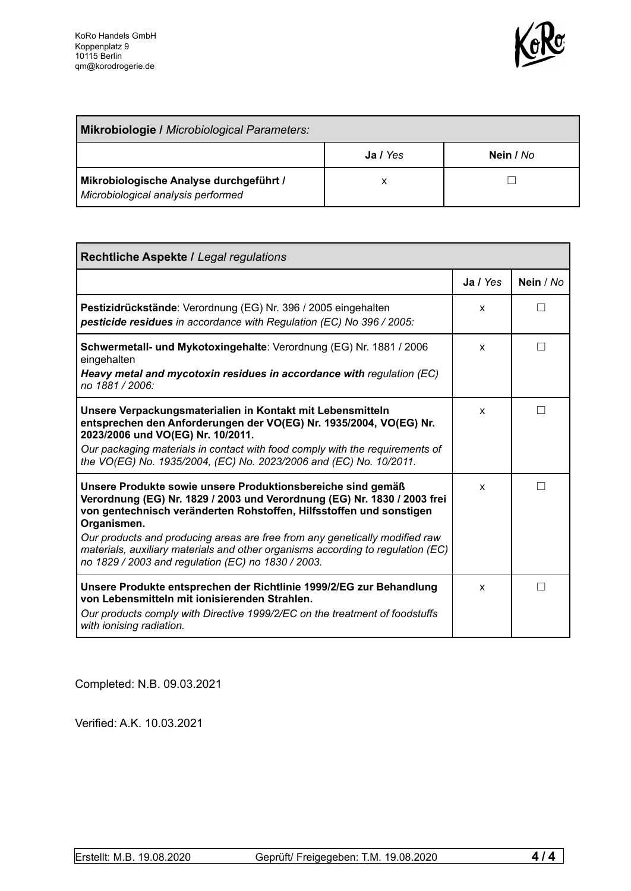KoRo Handels GmbH
Koppenplatz 9
10115 Berlin
qm@korodrogerie.de

| **Mikrobiologie /** *Microbiological Parameters:* | | |
|---|---|---|
| | **Ja /** *Yes* | **Nein /** *No* |
| **Mikrobiologische Analyse durchgeführt /** *Microbiological analysis performed* | x | ☐ |

| **Rechtliche Aspekte /** *Legal regulations* | | |
|---|---|---|
| | **Ja /** *Yes* | **Nein** / *No* |
| **Pestizidrückstände**: Verordnung (EG) Nr. 396 / 2005 eingehalten ***pesticide residues*** *in accordance with Regulation (EC) No 396 / 2005:* | x | ☐ |
| **Schwermetall- und Mykotoxingehalte**: Verordnung (EG) Nr. 1881 / 2006 eingehalten ***Heavy metal and mycotoxin residues in accordance with*** *regulation (EC) no 1881 / 2006:* | x | ☐ |
| **Unsere Verpackungsmaterialien in Kontakt mit Lebensmitteln entsprechen den Anforderungen der VO(EG) Nr. 1935/2004, VO(EG) Nr. 2023/2006 und VO(EG) Nr. 10/2011.** *Our packaging materials in contact with food comply with the requirements of the VO(EG) No. 1935/2004, (EC) No. 2023/2006 and (EC) No. 10/2011.* | x | ☐ |
| **Unsere Produkte sowie unsere Produktionsbereiche sind gemäß Verordnung (EG) Nr. 1829 / 2003 und Verordnung (EG) Nr. 1830 / 2003 frei von gentechnisch veränderten Rohstoffen, Hilfsstoffen und sonstigen Organismen.** *Our products and producing areas are free from any genetically modified raw materials, auxiliary materials and other organisms according to regulation (EC) no 1829 / 2003 and regulation (EC) no 1830 / 2003.* | x | ☐ |
| **Unsere Produkte entsprechen der Richtlinie 1999/2/EG zur Behandlung von Lebensmitteln mit ionisierenden Strahlen.** *Our products comply with Directive 1999/2/EC on the treatment of foodstuffs with ionising radiation.* | x | ☐ |

Completed: N.B. 09.03.2021

Verified: A.K. 10.03.2021

Erstellt: M.B. 19.08.2020 Geprüft/ Freigegeben: T.M. 19.08.2020